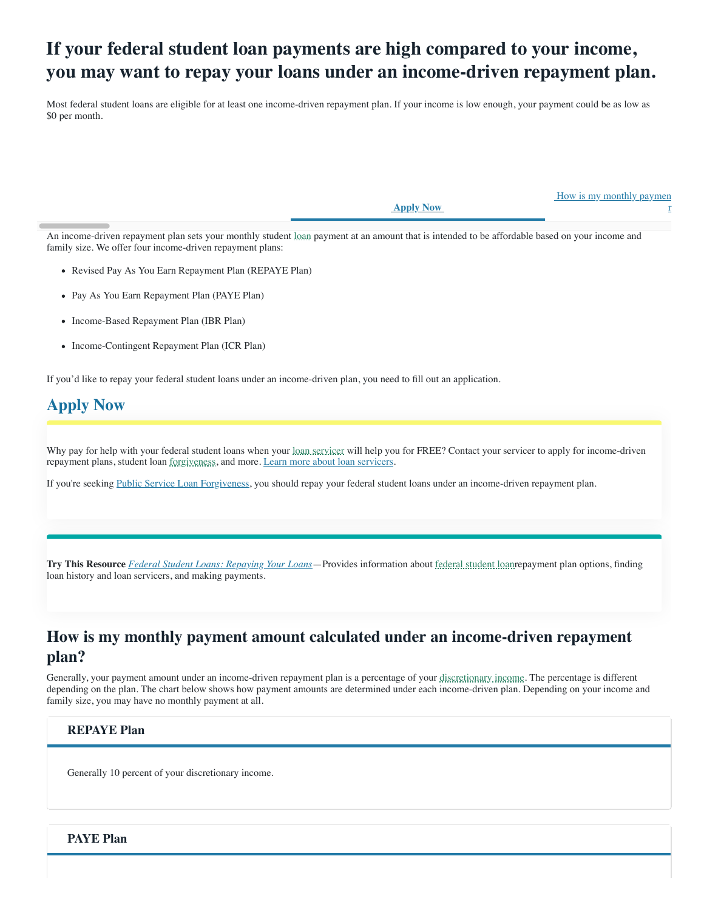# If your federal student loan payments are high compared to your income, you may want to repay your loans under an income-driven repayment plan.

Most federal student loans are eligible for at least one income-driven repayment plan. If your income is low enough, your payment could be as low as $0 per month.

Apply Now | How is my monthly paymen r

An income-driven repayment plan sets your monthly student loan payment at an amount that is intended to be affordable based on your income and family size. We offer four income-driven repayment plans:

- Revised Pay As You Earn Repayment Plan (REPAYE Plan)
- Pay As You Earn Repayment Plan (PAYE Plan)
- Income-Based Repayment Plan (IBR Plan)
- Income-Contingent Repayment Plan (ICR Plan)

If you'd like to repay your federal student loans under an income-driven plan, you need to fill out an application.

## Apply Now

Why pay for help with your federal student loans when your loan servicer will help you for FREE? Contact your servicer to apply for income-driven repayment plans, student loan forgiveness, and more. Learn more about loan servicers.

If you're seeking Public Service Loan Forgiveness, you should repay your federal student loans under an income-driven repayment plan.

**Try This Resource** *Federal Student Loans: Repaying Your Loans*—Provides information about federal student loanrepayment plan options, finding loan history and loan servicers, and making payments.

## How is my monthly payment amount calculated under an income-driven repayment plan?

Generally, your payment amount under an income-driven repayment plan is a percentage of your discretionary income. The percentage is different depending on the plan. The chart below shows how payment amounts are determined under each income-driven plan. Depending on your income and family size, you may have no monthly payment at all.

### REPAYE Plan

Generally 10 percent of your discretionary income.

### PAYE Plan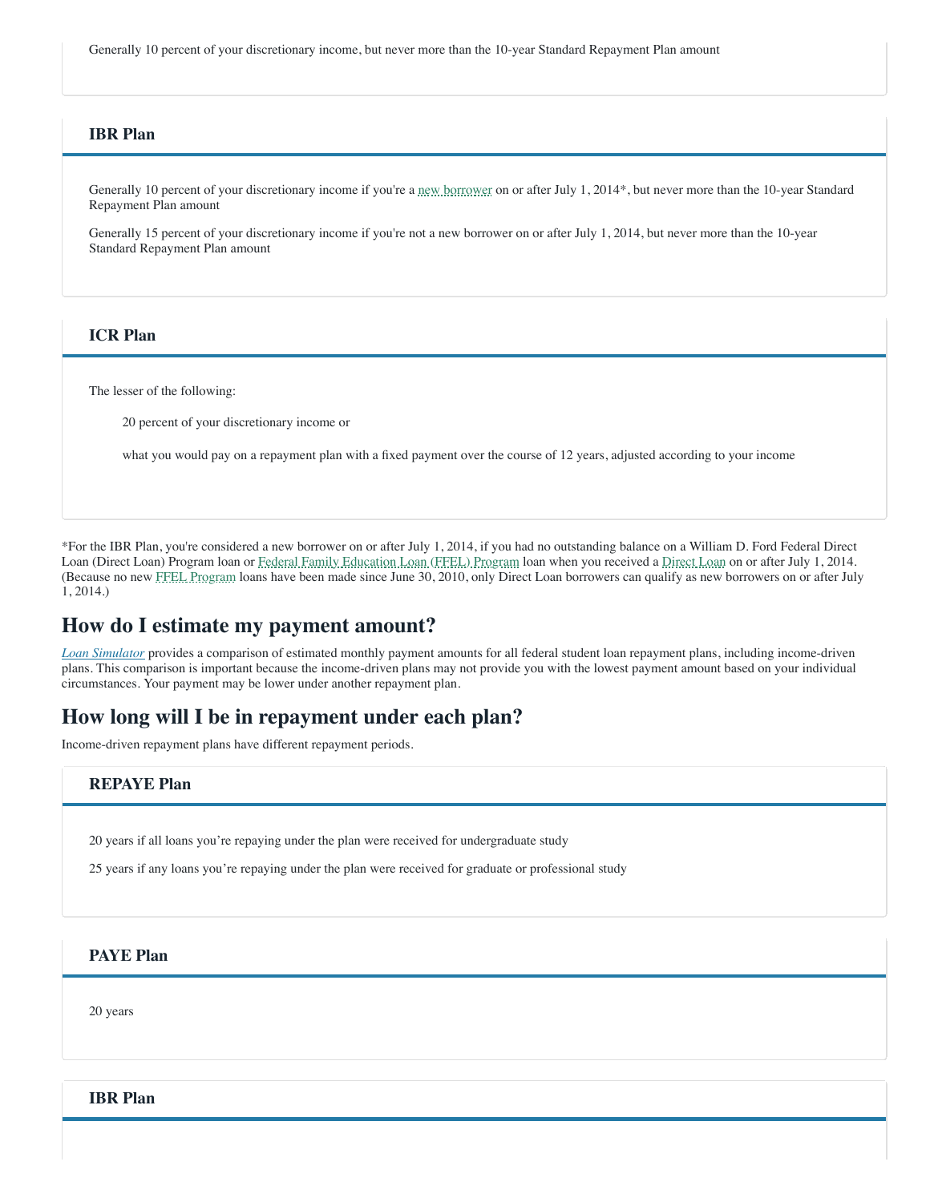Generally 10 percent of your discretionary income, but never more than the 10-year Standard Repayment Plan amount

### IBR Plan

Generally 10 percent of your discretionary income if you're a new borrower on or after July 1, 2014*, but never more than the 10-year Standard Repayment Plan amount

Generally 15 percent of your discretionary income if you're not a new borrower on or after July 1, 2014, but never more than the 10-year Standard Repayment Plan amount

### ICR Plan

The lesser of the following:

- 20 percent of your discretionary income or
- what you would pay on a repayment plan with a fixed payment over the course of 12 years, adjusted according to your income

*For the IBR Plan, you're considered a new borrower on or after July 1, 2014, if you had no outstanding balance on a William D. Ford Federal Direct Loan (Direct Loan) Program loan or Federal Family Education Loan (FFEL) Program loan when you received a Direct Loan on or after July 1, 2014. (Because no new FFEL Program loans have been made since June 30, 2010, only Direct Loan borrowers can qualify as new borrowers on or after July 1, 2014.)

## How do I estimate my payment amount?

*Loan Simulator* provides a comparison of estimated monthly payment amounts for all federal student loan repayment plans, including income-driven plans. This comparison is important because the income-driven plans may not provide you with the lowest payment amount based on your individual circumstances. Your payment may be lower under another repayment plan.

## How long will I be in repayment under each plan?

Income-driven repayment plans have different repayment periods.

### REPAYE Plan

20 years if all loans you're repaying under the plan were received for undergraduate study

25 years if any loans you're repaying under the plan were received for graduate or professional study

### PAYE Plan

20 years

### IBR Plan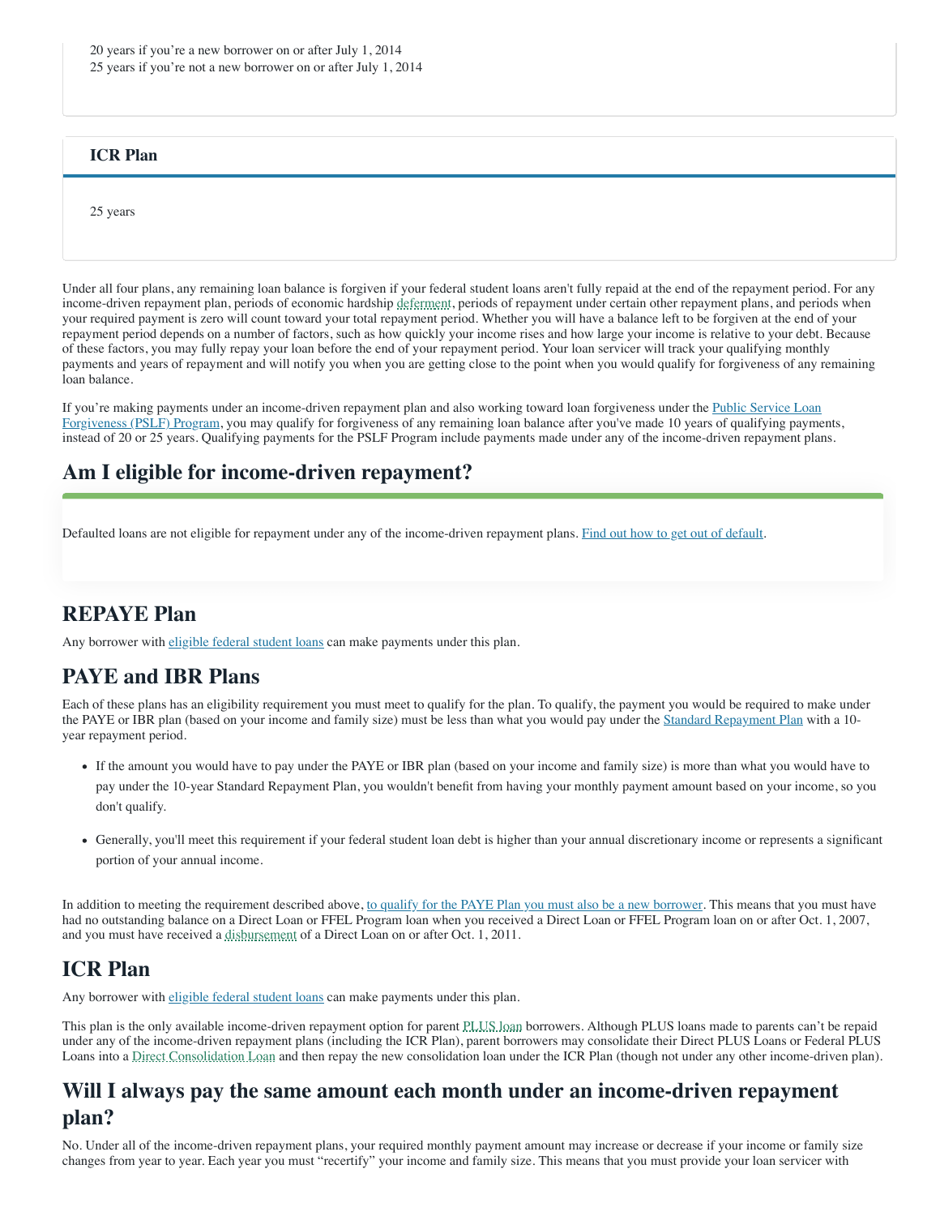20 years if you're a new borrower on or after July 1, 2014
25 years if you're not a new borrower on or after July 1, 2014

### ICR Plan

25 years

Under all four plans, any remaining loan balance is forgiven if your federal student loans aren't fully repaid at the end of the repayment period. For any income-driven repayment plan, periods of economic hardship deferment, periods of repayment under certain other repayment plans, and periods when your required payment is zero will count toward your total repayment period. Whether you will have a balance left to be forgiven at the end of your repayment period depends on a number of factors, such as how quickly your income rises and how large your income is relative to your debt. Because of these factors, you may fully repay your loan before the end of your repayment period. Your loan servicer will track your qualifying monthly payments and years of repayment and will notify you when you are getting close to the point when you would qualify for forgiveness of any remaining loan balance.

If you're making payments under an income-driven repayment plan and also working toward loan forgiveness under the Public Service Loan Forgiveness (PSLF) Program, you may qualify for forgiveness of any remaining loan balance after you've made 10 years of qualifying payments, instead of 20 or 25 years. Qualifying payments for the PSLF Program include payments made under any of the income-driven repayment plans.

## Am I eligible for income-driven repayment?

Defaulted loans are not eligible for repayment under any of the income-driven repayment plans. Find out how to get out of default.

## REPAYE Plan

Any borrower with eligible federal student loans can make payments under this plan.

## PAYE and IBR Plans

Each of these plans has an eligibility requirement you must meet to qualify for the plan. To qualify, the payment you would be required to make under the PAYE or IBR plan (based on your income and family size) must be less than what you would pay under the Standard Repayment Plan with a 10-year repayment period.

- If the amount you would have to pay under the PAYE or IBR plan (based on your income and family size) is more than what you would have to pay under the 10-year Standard Repayment Plan, you wouldn't benefit from having your monthly payment amount based on your income, so you don't qualify.
- Generally, you'll meet this requirement if your federal student loan debt is higher than your annual discretionary income or represents a significant portion of your annual income.

In addition to meeting the requirement described above, to qualify for the PAYE Plan you must also be a new borrower. This means that you must have had no outstanding balance on a Direct Loan or FFEL Program loan when you received a Direct Loan or FFEL Program loan on or after Oct. 1, 2007, and you must have received a disbursement of a Direct Loan on or after Oct. 1, 2011.

## ICR Plan

Any borrower with eligible federal student loans can make payments under this plan.

This plan is the only available income-driven repayment option for parent PLUS loan borrowers. Although PLUS loans made to parents can't be repaid under any of the income-driven repayment plans (including the ICR Plan), parent borrowers may consolidate their Direct PLUS Loans or Federal PLUS Loans into a Direct Consolidation Loan and then repay the new consolidation loan under the ICR Plan (though not under any other income-driven plan).

## Will I always pay the same amount each month under an income-driven repayment plan?

No. Under all of the income-driven repayment plans, your required monthly payment amount may increase or decrease if your income or family size changes from year to year. Each year you must "recertify" your income and family size. This means that you must provide your loan servicer with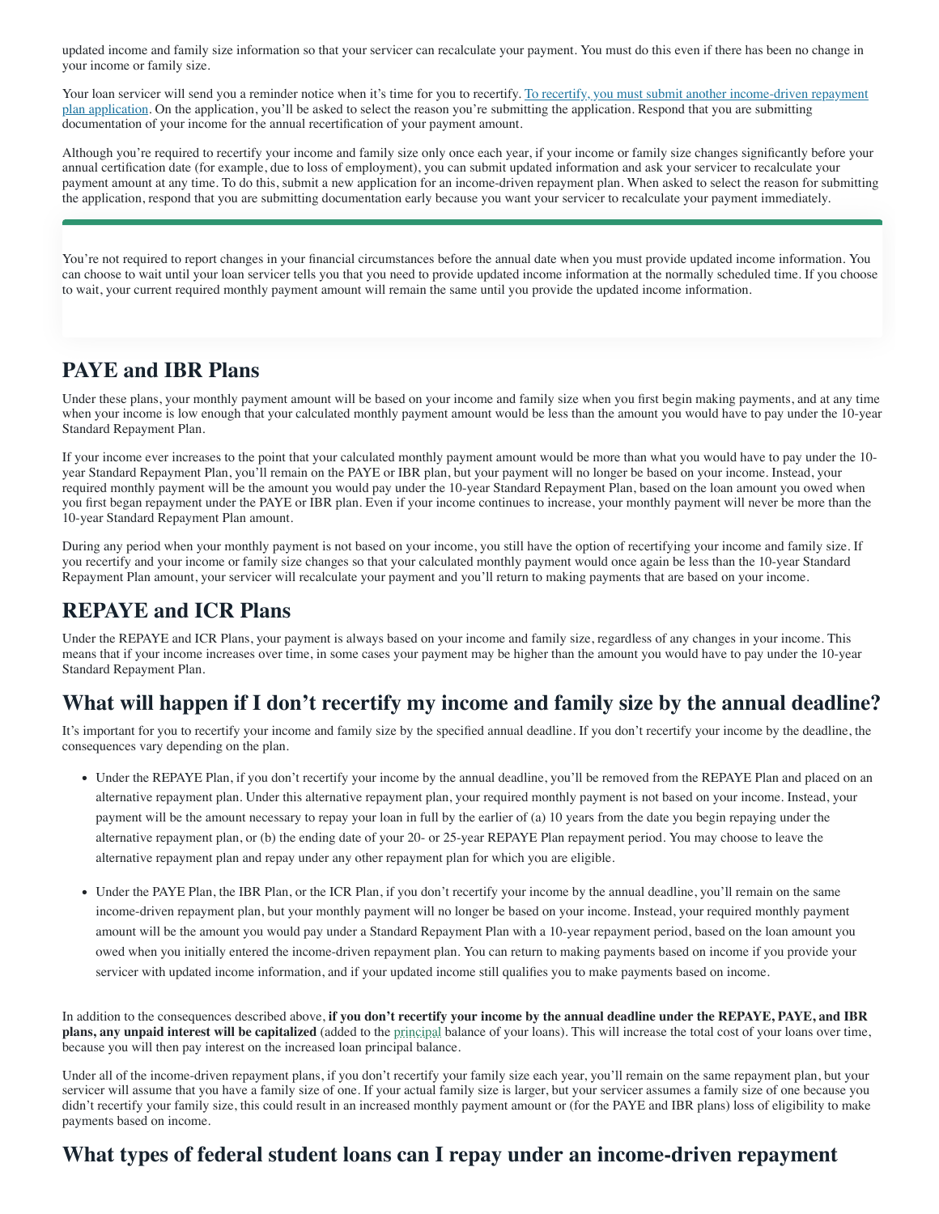updated income and family size information so that your servicer can recalculate your payment. You must do this even if there has been no change in your income or family size.

Your loan servicer will send you a reminder notice when it's time for you to recertify. To recertify, you must submit another income-driven repayment plan application. On the application, you'll be asked to select the reason you're submitting the application. Respond that you are submitting documentation of your income for the annual recertification of your payment amount.

Although you're required to recertify your income and family size only once each year, if your income or family size changes significantly before your annual certification date (for example, due to loss of employment), you can submit updated information and ask your servicer to recalculate your payment amount at any time. To do this, submit a new application for an income-driven repayment plan. When asked to select the reason for submitting the application, respond that you are submitting documentation early because you want your servicer to recalculate your payment immediately.

You're not required to report changes in your financial circumstances before the annual date when you must provide updated income information. You can choose to wait until your loan servicer tells you that you need to provide updated income information at the normally scheduled time. If you choose to wait, your current required monthly payment amount will remain the same until you provide the updated income information.

## PAYE and IBR Plans

Under these plans, your monthly payment amount will be based on your income and family size when you first begin making payments, and at any time when your income is low enough that your calculated monthly payment amount would be less than the amount you would have to pay under the 10-year Standard Repayment Plan.

If your income ever increases to the point that your calculated monthly payment amount would be more than what you would have to pay under the 10-year Standard Repayment Plan, you'll remain on the PAYE or IBR plan, but your payment will no longer be based on your income. Instead, your required monthly payment will be the amount you would pay under the 10-year Standard Repayment Plan, based on the loan amount you owed when you first began repayment under the PAYE or IBR plan. Even if your income continues to increase, your monthly payment will never be more than the 10-year Standard Repayment Plan amount.

During any period when your monthly payment is not based on your income, you still have the option of recertifying your income and family size. If you recertify and your income or family size changes so that your calculated monthly payment would once again be less than the 10-year Standard Repayment Plan amount, your servicer will recalculate your payment and you'll return to making payments that are based on your income.

## REPAYE and ICR Plans

Under the REPAYE and ICR Plans, your payment is always based on your income and family size, regardless of any changes in your income. This means that if your income increases over time, in some cases your payment may be higher than the amount you would have to pay under the 10-year Standard Repayment Plan.

## What will happen if I don't recertify my income and family size by the annual deadline?

It's important for you to recertify your income and family size by the specified annual deadline. If you don't recertify your income by the deadline, the consequences vary depending on the plan.

- Under the REPAYE Plan, if you don't recertify your income by the annual deadline, you'll be removed from the REPAYE Plan and placed on an alternative repayment plan. Under this alternative repayment plan, your required monthly payment is not based on your income. Instead, your payment will be the amount necessary to repay your loan in full by the earlier of (a) 10 years from the date you begin repaying under the alternative repayment plan, or (b) the ending date of your 20- or 25-year REPAYE Plan repayment period. You may choose to leave the alternative repayment plan and repay under any other repayment plan for which you are eligible.

- Under the PAYE Plan, the IBR Plan, or the ICR Plan, if you don't recertify your income by the annual deadline, you'll remain on the same income-driven repayment plan, but your monthly payment will no longer be based on your income. Instead, your required monthly payment amount will be the amount you would pay under a Standard Repayment Plan with a 10-year repayment period, based on the loan amount you owed when you initially entered the income-driven repayment plan. You can return to making payments based on income if you provide your servicer with updated income information, and if your updated income still qualifies you to make payments based on income.

In addition to the consequences described above, **if you don't recertify your income by the annual deadline under the REPAYE, PAYE, and IBR plans, any unpaid interest will be capitalized** (added to the principal balance of your loans). This will increase the total cost of your loans over time, because you will then pay interest on the increased loan principal balance.

Under all of the income-driven repayment plans, if you don't recertify your family size each year, you'll remain on the same repayment plan, but your servicer will assume that you have a family size of one. If your actual family size is larger, but your servicer assumes a family size of one because you didn't recertify your family size, this could result in an increased monthly payment amount or (for the PAYE and IBR plans) loss of eligibility to make payments based on income.

## What types of federal student loans can I repay under an income-driven repayment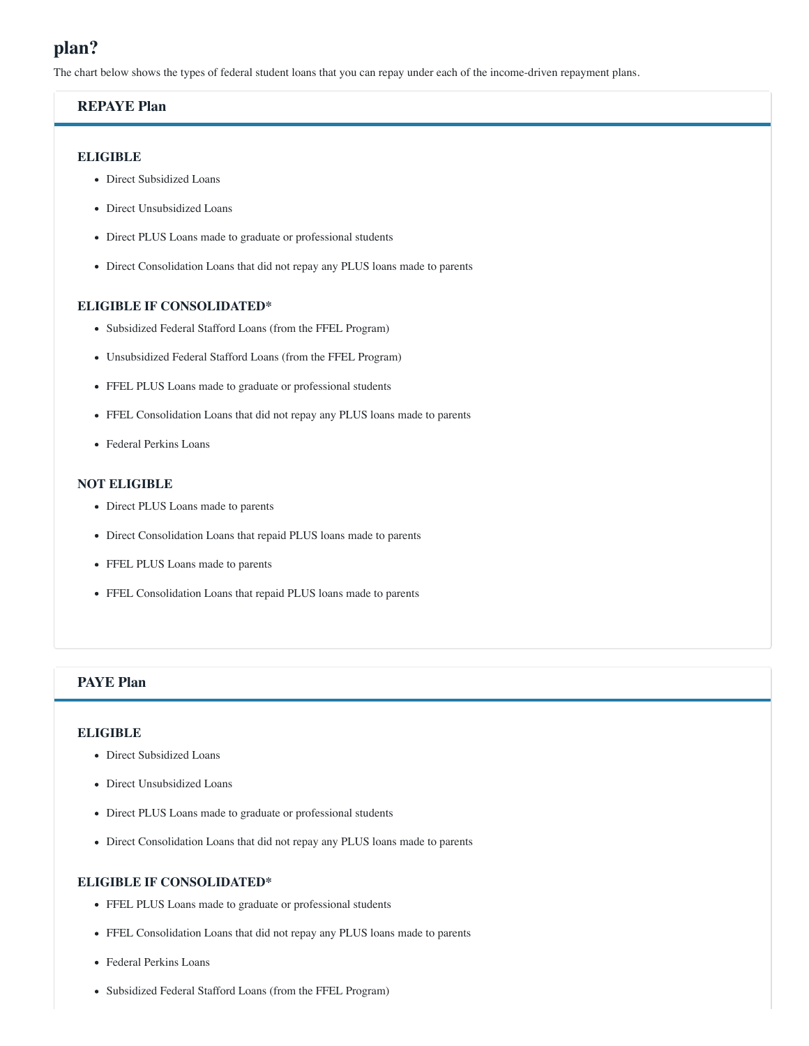## plan?

The chart below shows the types of federal student loans that you can repay under each of the income-driven repayment plans.

### REPAYE Plan

#### ELIGIBLE

- Direct Subsidized Loans
- Direct Unsubsidized Loans
- Direct PLUS Loans made to graduate or professional students
- Direct Consolidation Loans that did not repay any PLUS loans made to parents

#### ELIGIBLE IF CONSOLIDATED*

- Subsidized Federal Stafford Loans (from the FFEL Program)
- Unsubsidized Federal Stafford Loans (from the FFEL Program)
- FFEL PLUS Loans made to graduate or professional students
- FFEL Consolidation Loans that did not repay any PLUS loans made to parents
- Federal Perkins Loans

#### NOT ELIGIBLE

- Direct PLUS Loans made to parents
- Direct Consolidation Loans that repaid PLUS loans made to parents
- FFEL PLUS Loans made to parents
- FFEL Consolidation Loans that repaid PLUS loans made to parents

### PAYE Plan

#### ELIGIBLE

- Direct Subsidized Loans
- Direct Unsubsidized Loans
- Direct PLUS Loans made to graduate or professional students
- Direct Consolidation Loans that did not repay any PLUS loans made to parents

#### ELIGIBLE IF CONSOLIDATED*

- FFEL PLUS Loans made to graduate or professional students
- FFEL Consolidation Loans that did not repay any PLUS loans made to parents
- Federal Perkins Loans
- Subsidized Federal Stafford Loans (from the FFEL Program)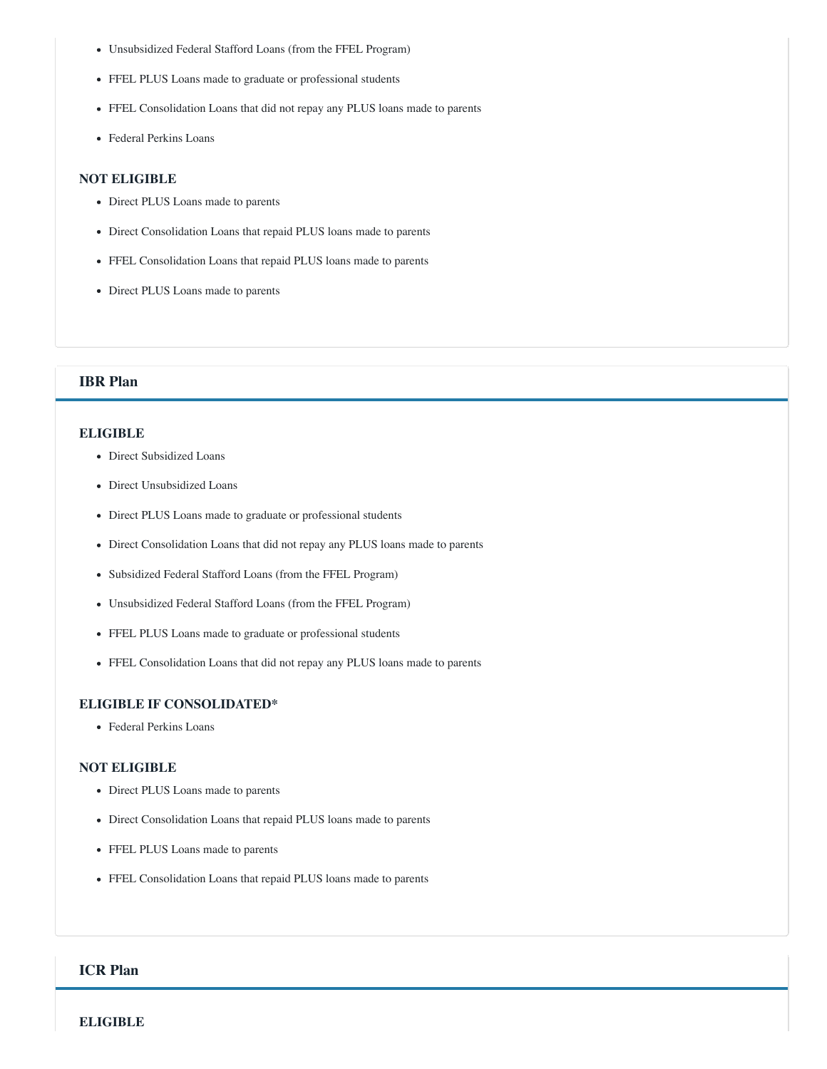- Unsubsidized Federal Stafford Loans (from the FFEL Program)
- FFEL PLUS Loans made to graduate or professional students
- FFEL Consolidation Loans that did not repay any PLUS loans made to parents
- Federal Perkins Loans

**NOT ELIGIBLE**

- Direct PLUS Loans made to parents
- Direct Consolidation Loans that repaid PLUS loans made to parents
- FFEL Consolidation Loans that repaid PLUS loans made to parents
- Direct PLUS Loans made to parents

### IBR Plan

**ELIGIBLE**

- Direct Subsidized Loans
- Direct Unsubsidized Loans
- Direct PLUS Loans made to graduate or professional students
- Direct Consolidation Loans that did not repay any PLUS loans made to parents
- Subsidized Federal Stafford Loans (from the FFEL Program)
- Unsubsidized Federal Stafford Loans (from the FFEL Program)
- FFEL PLUS Loans made to graduate or professional students
- FFEL Consolidation Loans that did not repay any PLUS loans made to parents

**ELIGIBLE IF CONSOLIDATED***

- Federal Perkins Loans

**NOT ELIGIBLE**

- Direct PLUS Loans made to parents
- Direct Consolidation Loans that repaid PLUS loans made to parents
- FFEL PLUS Loans made to parents
- FFEL Consolidation Loans that repaid PLUS loans made to parents

### ICR Plan

**ELIGIBLE**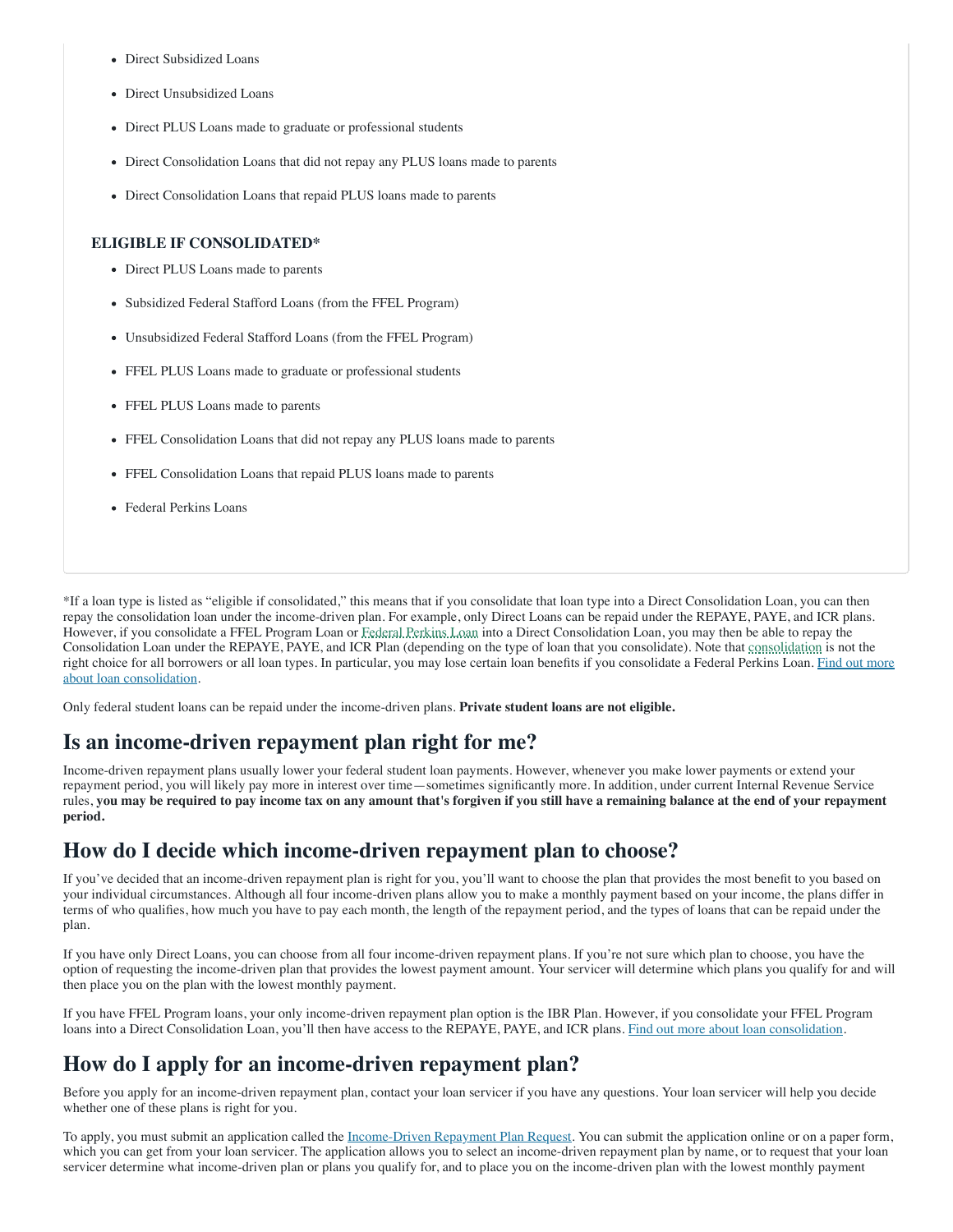- Direct Subsidized Loans
- Direct Unsubsidized Loans
- Direct PLUS Loans made to graduate or professional students
- Direct Consolidation Loans that did not repay any PLUS loans made to parents
- Direct Consolidation Loans that repaid PLUS loans made to parents

**ELIGIBLE IF CONSOLIDATED***

- Direct PLUS Loans made to parents
- Subsidized Federal Stafford Loans (from the FFEL Program)
- Unsubsidized Federal Stafford Loans (from the FFEL Program)
- FFEL PLUS Loans made to graduate or professional students
- FFEL PLUS Loans made to parents
- FFEL Consolidation Loans that did not repay any PLUS loans made to parents
- FFEL Consolidation Loans that repaid PLUS loans made to parents
- Federal Perkins Loans

*If a loan type is listed as "eligible if consolidated," this means that if you consolidate that loan type into a Direct Consolidation Loan, you can then repay the consolidation loan under the income-driven plan. For example, only Direct Loans can be repaid under the REPAYE, PAYE, and ICR plans. However, if you consolidate a FFEL Program Loan or Federal Perkins Loan into a Direct Consolidation Loan, you may then be able to repay the Consolidation Loan under the REPAYE, PAYE, and ICR Plan (depending on the type of loan that you consolidate). Note that consolidation is not the right choice for all borrowers or all loan types. In particular, you may lose certain loan benefits if you consolidate a Federal Perkins Loan. Find out more about loan consolidation.

Only federal student loans can be repaid under the income-driven plans. **Private student loans are not eligible.**

## Is an income-driven repayment plan right for me?

Income-driven repayment plans usually lower your federal student loan payments. However, whenever you make lower payments or extend your repayment period, you will likely pay more in interest over time—sometimes significantly more. In addition, under current Internal Revenue Service rules, **you may be required to pay income tax on any amount that's forgiven if you still have a remaining balance at the end of your repayment period.**

## How do I decide which income-driven repayment plan to choose?

If you've decided that an income-driven repayment plan is right for you, you'll want to choose the plan that provides the most benefit to you based on your individual circumstances. Although all four income-driven plans allow you to make a monthly payment based on your income, the plans differ in terms of who qualifies, how much you have to pay each month, the length of the repayment period, and the types of loans that can be repaid under the plan.

If you have only Direct Loans, you can choose from all four income-driven repayment plans. If you're not sure which plan to choose, you have the option of requesting the income-driven plan that provides the lowest payment amount. Your servicer will determine which plans you qualify for and will then place you on the plan with the lowest monthly payment.

If you have FFEL Program loans, your only income-driven repayment plan option is the IBR Plan. However, if you consolidate your FFEL Program loans into a Direct Consolidation Loan, you'll then have access to the REPAYE, PAYE, and ICR plans. Find out more about loan consolidation.

## How do I apply for an income-driven repayment plan?

Before you apply for an income-driven repayment plan, contact your loan servicer if you have any questions. Your loan servicer will help you decide whether one of these plans is right for you.

To apply, you must submit an application called the Income-Driven Repayment Plan Request. You can submit the application online or on a paper form, which you can get from your loan servicer. The application allows you to select an income-driven repayment plan by name, or to request that your loan servicer determine what income-driven plan or plans you qualify for, and to place you on the income-driven plan with the lowest monthly payment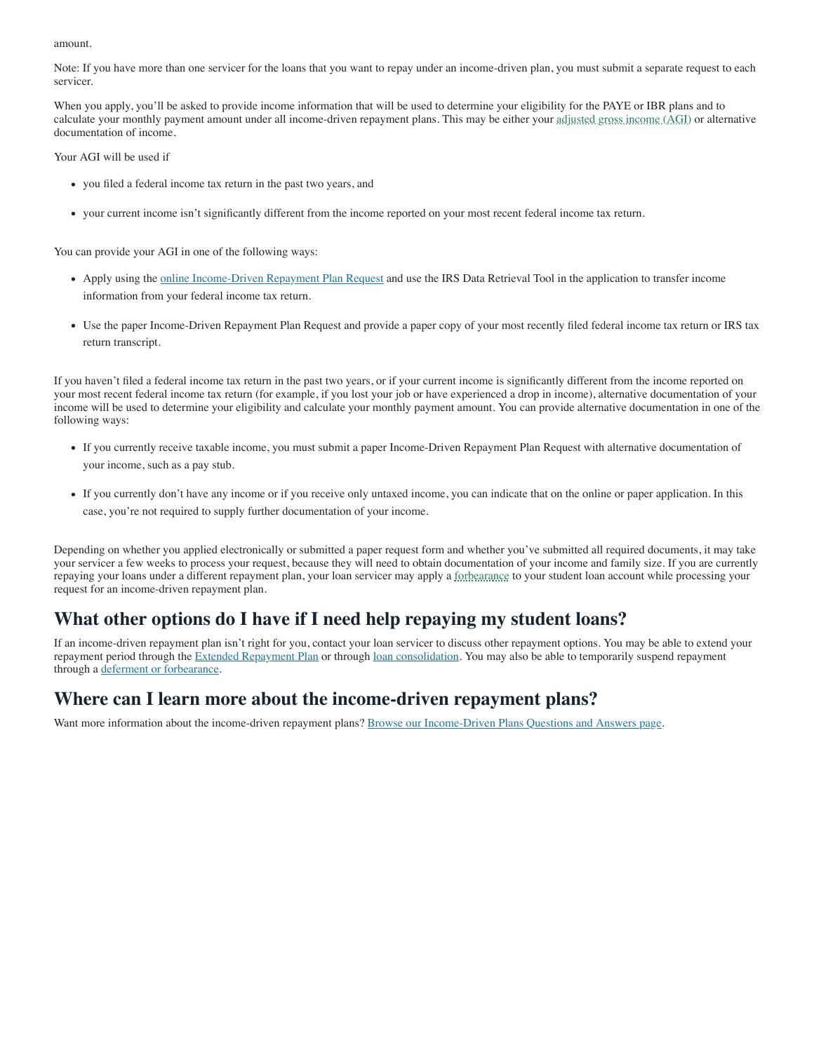amount.

Note: If you have more than one servicer for the loans that you want to repay under an income-driven plan, you must submit a separate request to each servicer.

When you apply, you'll be asked to provide income information that will be used to determine your eligibility for the PAYE or IBR plans and to calculate your monthly payment amount under all income-driven repayment plans. This may be either your adjusted gross income (AGI) or alternative documentation of income.

Your AGI will be used if

- you filed a federal income tax return in the past two years, and
- your current income isn't significantly different from the income reported on your most recent federal income tax return.

You can provide your AGI in one of the following ways:

- Apply using the online Income-Driven Repayment Plan Request and use the IRS Data Retrieval Tool in the application to transfer income information from your federal income tax return.
- Use the paper Income-Driven Repayment Plan Request and provide a paper copy of your most recently filed federal income tax return or IRS tax return transcript.

If you haven't filed a federal income tax return in the past two years, or if your current income is significantly different from the income reported on your most recent federal income tax return (for example, if you lost your job or have experienced a drop in income), alternative documentation of your income will be used to determine your eligibility and calculate your monthly payment amount. You can provide alternative documentation in one of the following ways:

- If you currently receive taxable income, you must submit a paper Income-Driven Repayment Plan Request with alternative documentation of your income, such as a pay stub.
- If you currently don't have any income or if you receive only untaxed income, you can indicate that on the online or paper application. In this case, you're not required to supply further documentation of your income.

Depending on whether you applied electronically or submitted a paper request form and whether you've submitted all required documents, it may take your servicer a few weeks to process your request, because they will need to obtain documentation of your income and family size. If you are currently repaying your loans under a different repayment plan, your loan servicer may apply a forbearance to your student loan account while processing your request for an income-driven repayment plan.

## What other options do I have if I need help repaying my student loans?

If an income-driven repayment plan isn't right for you, contact your loan servicer to discuss other repayment options. You may be able to extend your repayment period through the Extended Repayment Plan or through loan consolidation. You may also be able to temporarily suspend repayment through a deferment or forbearance.

## Where can I learn more about the income-driven repayment plans?

Want more information about the income-driven repayment plans? Browse our Income-Driven Plans Questions and Answers page.